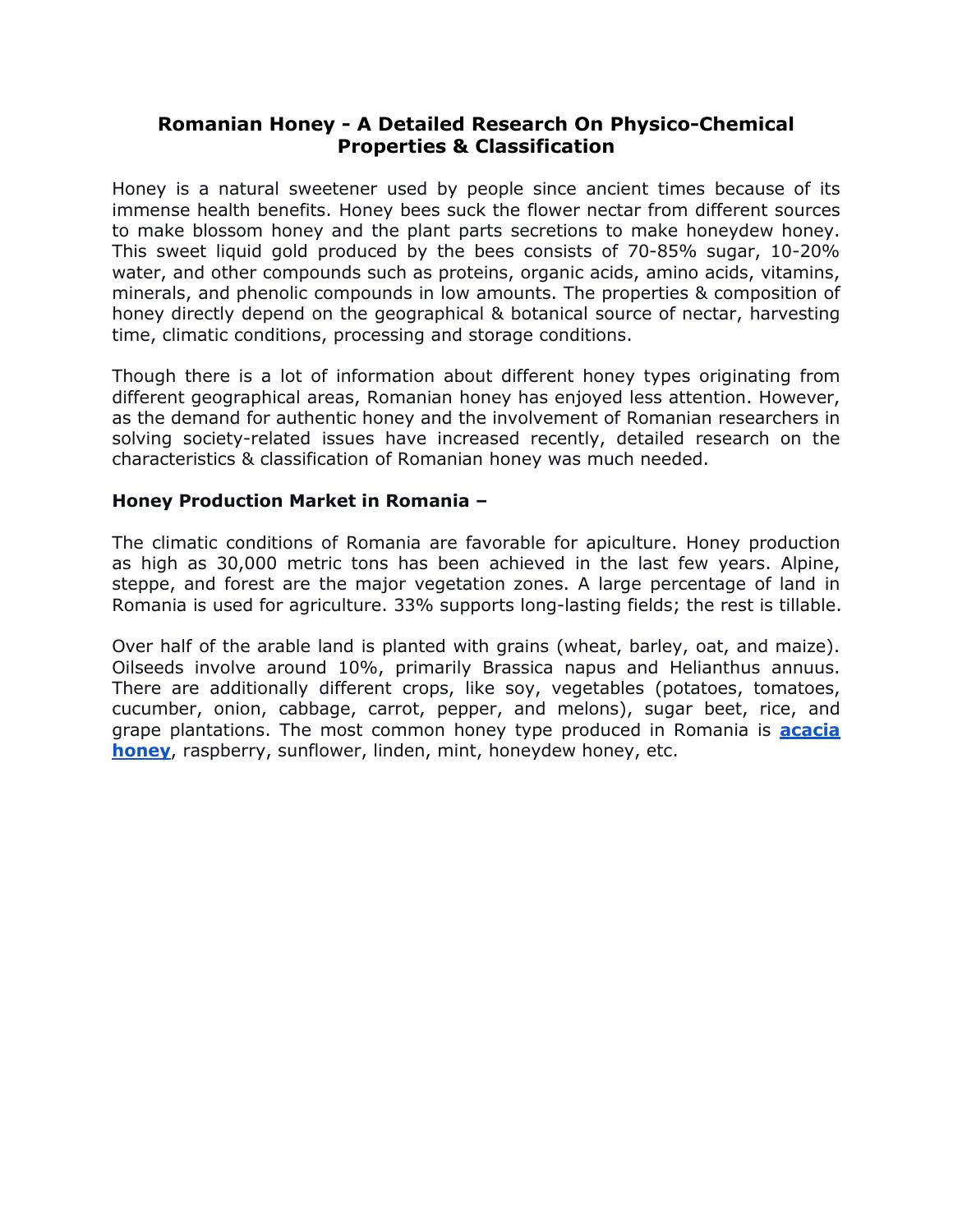# Romanian Honey - A Detailed Research On Physico-Chemical Properties & Classification

Honey is a natural sweetener used by people since ancient times because of its immense health benefits. Honey bees suck the flower nectar from different sources to make blossom honey and the plant parts secretions to make honeydew honey. This sweet liquid gold produced by the bees consists of 70-85% sugar, 10-20% water, and other compounds such as proteins, organic acids, amino acids, vitamins, minerals, and phenolic compounds in low amounts. The properties & composition of honey directly depend on the geographical & botanical source of nectar, harvesting time, climatic conditions, processing and storage conditions.

Though there is a lot of information about different honey types originating from different geographical areas, Romanian honey has enjoyed less attention. However, as the demand for authentic honey and the involvement of Romanian researchers in solving society-related issues have increased recently, detailed research on the characteristics & classification of Romanian honey was much needed.

## Honey Production Market in Romania –

The climatic conditions of Romania are favorable for apiculture. Honey production as high as 30,000 metric tons has been achieved in the last few years. Alpine, steppe, and forest are the major vegetation zones. A large percentage of land in Romania is used for agriculture. 33% supports long-lasting fields; the rest is tillable.

Over half of the arable land is planted with grains (wheat, barley, oat, and maize). Oilseeds involve around 10%, primarily Brassica napus and Helianthus annuus. There are additionally different crops, like soy, vegetables (potatoes, tomatoes, cucumber, onion, cabbage, carrot, pepper, and melons), sugar beet, rice, and grape plantations. The most common honey type produced in Romania is **acacia honey**, raspberry, sunflower, linden, mint, honeydew honey, etc.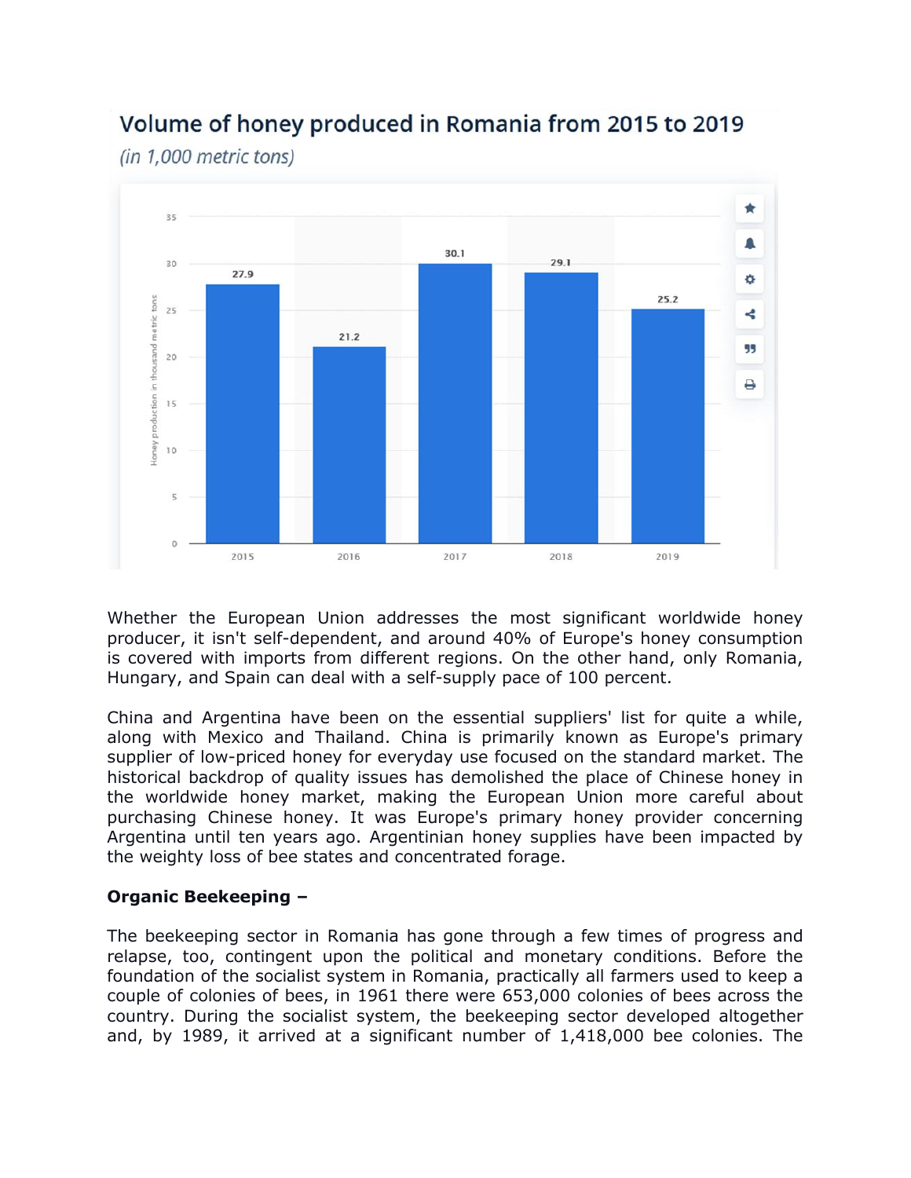## Volume of honey produced in Romania from 2015 to 2019

*(in 1,000 metric tons)*

| Year | Honey production in thousand metric tons |
|---|---|
| 2015 | 27.9 |
| 2016 | 21.2 |
| 2017 | 30.1 |
| 2018 | 29.1 |
| 2019 | 25.2 |

Whether the European Union addresses the most significant worldwide honey producer, it isn't self-dependent, and around 40% of Europe's honey consumption is covered with imports from different regions. On the other hand, only Romania, Hungary, and Spain can deal with a self-supply pace of 100 percent.

China and Argentina have been on the essential suppliers' list for quite a while, along with Mexico and Thailand. China is primarily known as Europe's primary supplier of low-priced honey for everyday use focused on the standard market. The historical backdrop of quality issues has demolished the place of Chinese honey in the worldwide honey market, making the European Union more careful about purchasing Chinese honey. It was Europe's primary honey provider concerning Argentina until ten years ago. Argentinian honey supplies have been impacted by the weighty loss of bee states and concentrated forage.

**Organic Beekeeping –**

The beekeeping sector in Romania has gone through a few times of progress and relapse, too, contingent upon the political and monetary conditions. Before the foundation of the socialist system in Romania, practically all farmers used to keep a couple of colonies of bees, in 1961 there were 653,000 colonies of bees across the country. During the socialist system, the beekeeping sector developed altogether and, by 1989, it arrived at a significant number of 1,418,000 bee colonies. The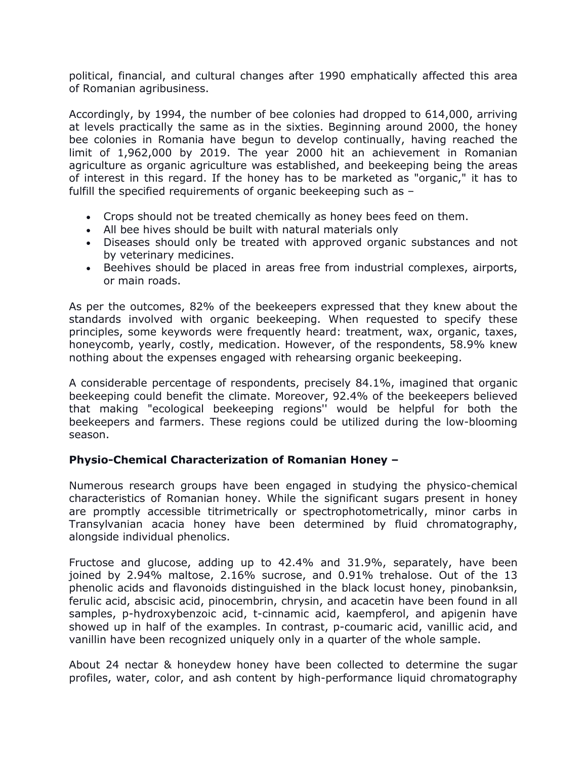political, financial, and cultural changes after 1990 emphatically affected this area of Romanian agribusiness.

Accordingly, by 1994, the number of bee colonies had dropped to 614,000, arriving at levels practically the same as in the sixties. Beginning around 2000, the honey bee colonies in Romania have begun to develop continually, having reached the limit of 1,962,000 by 2019. The year 2000 hit an achievement in Romanian agriculture as organic agriculture was established, and beekeeping being the areas of interest in this regard. If the honey has to be marketed as "organic," it has to fulfill the specified requirements of organic beekeeping such as –

- Crops should not be treated chemically as honey bees feed on them.
- All bee hives should be built with natural materials only
- Diseases should only be treated with approved organic substances and not by veterinary medicines.
- Beehives should be placed in areas free from industrial complexes, airports, or main roads.

As per the outcomes, 82% of the beekeepers expressed that they knew about the standards involved with organic beekeeping. When requested to specify these principles, some keywords were frequently heard: treatment, wax, organic, taxes, honeycomb, yearly, costly, medication. However, of the respondents, 58.9% knew nothing about the expenses engaged with rehearsing organic beekeeping.

A considerable percentage of respondents, precisely 84.1%, imagined that organic beekeeping could benefit the climate. Moreover, 92.4% of the beekeepers believed that making "ecological beekeeping regions'' would be helpful for both the beekeepers and farmers. These regions could be utilized during the low-blooming season.

**Physio-Chemical Characterization of Romanian Honey –**

Numerous research groups have been engaged in studying the physico-chemical characteristics of Romanian honey. While the significant sugars present in honey are promptly accessible titrimetrically or spectrophotometrically, minor carbs in Transylvanian acacia honey have been determined by fluid chromatography, alongside individual phenolics.

Fructose and glucose, adding up to 42.4% and 31.9%, separately, have been joined by 2.94% maltose, 2.16% sucrose, and 0.91% trehalose. Out of the 13 phenolic acids and flavonoids distinguished in the black locust honey, pinobanksin, ferulic acid, abscisic acid, pinocembrin, chrysin, and acacetin have been found in all samples, p-hydroxybenzoic acid, t-cinnamic acid, kaempferol, and apigenin have showed up in half of the examples. In contrast, p-coumaric acid, vanillic acid, and vanillin have been recognized uniquely only in a quarter of the whole sample.

About 24 nectar & honeydew honey have been collected to determine the sugar profiles, water, color, and ash content by high-performance liquid chromatography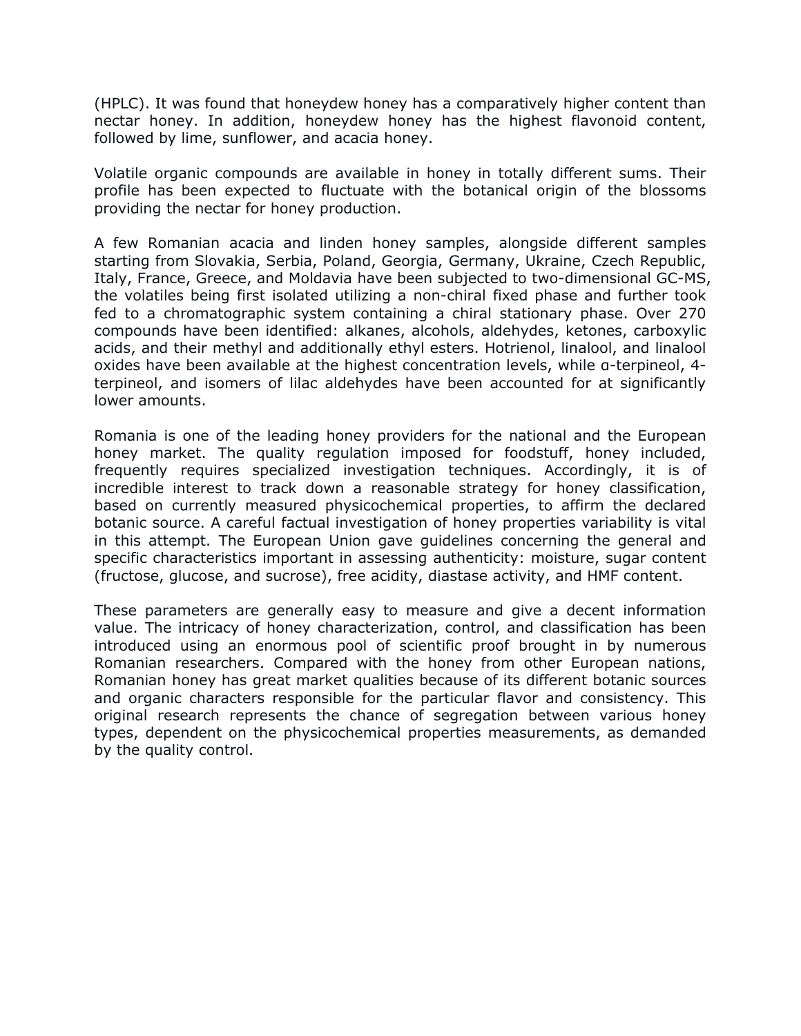(HPLC). It was found that honeydew honey has a comparatively higher content than nectar honey. In addition, honeydew honey has the highest flavonoid content, followed by lime, sunflower, and acacia honey.

Volatile organic compounds are available in honey in totally different sums. Their profile has been expected to fluctuate with the botanical origin of the blossoms providing the nectar for honey production.

A few Romanian acacia and linden honey samples, alongside different samples starting from Slovakia, Serbia, Poland, Georgia, Germany, Ukraine, Czech Republic, Italy, France, Greece, and Moldavia have been subjected to two-dimensional GC-MS, the volatiles being first isolated utilizing a non-chiral fixed phase and further took fed to a chromatographic system containing a chiral stationary phase. Over 270 compounds have been identified: alkanes, alcohols, aldehydes, ketones, carboxylic acids, and their methyl and additionally ethyl esters. Hotrienol, linalool, and linalool oxides have been available at the highest concentration levels, while ɑ-terpineol, 4-terpineol, and isomers of lilac aldehydes have been accounted for at significantly lower amounts.

Romania is one of the leading honey providers for the national and the European honey market. The quality regulation imposed for foodstuff, honey included, frequently requires specialized investigation techniques. Accordingly, it is of incredible interest to track down a reasonable strategy for honey classification, based on currently measured physicochemical properties, to affirm the declared botanic source. A careful factual investigation of honey properties variability is vital in this attempt. The European Union gave guidelines concerning the general and specific characteristics important in assessing authenticity: moisture, sugar content (fructose, glucose, and sucrose), free acidity, diastase activity, and HMF content.

These parameters are generally easy to measure and give a decent information value. The intricacy of honey characterization, control, and classification has been introduced using an enormous pool of scientific proof brought in by numerous Romanian researchers. Compared with the honey from other European nations, Romanian honey has great market qualities because of its different botanic sources and organic characters responsible for the particular flavor and consistency. This original research represents the chance of segregation between various honey types, dependent on the physicochemical properties measurements, as demanded by the quality control.